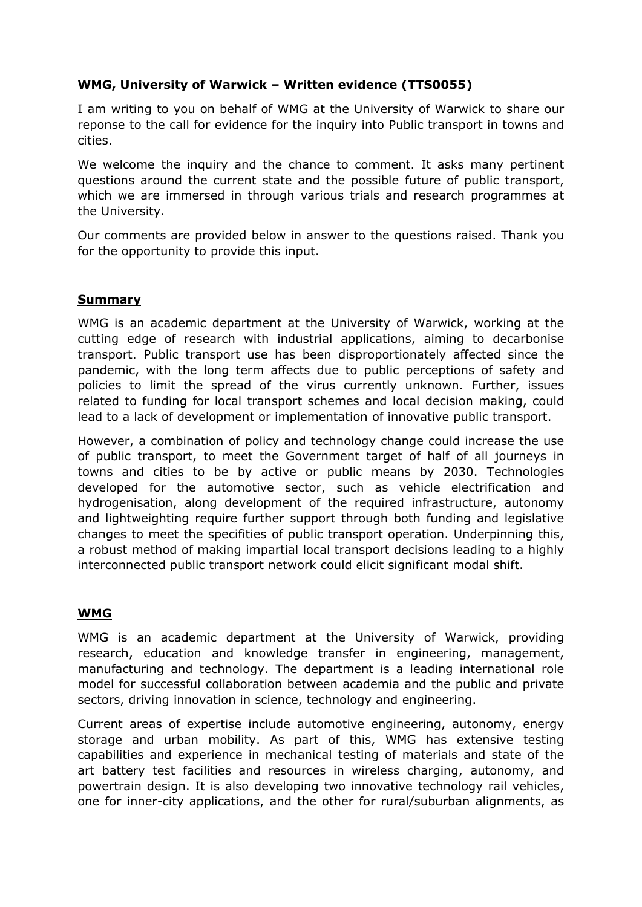**WMG, University of Warwick – Written evidence (TTS0055)**

I am writing to you on behalf of WMG at the University of Warwick to share our reponse to the call for evidence for the inquiry into Public transport in towns and cities.

We welcome the inquiry and the chance to comment. It asks many pertinent questions around the current state and the possible future of public transport, which we are immersed in through various trials and research programmes at the University.

Our comments are provided below in answer to the questions raised. Thank you for the opportunity to provide this input.

## **Summary**

WMG is an academic department at the University of Warwick, working at the cutting edge of research with industrial applications, aiming to decarbonise transport. Public transport use has been disproportionately affected since the pandemic, with the long term affects due to public perceptions of safety and policies to limit the spread of the virus currently unknown. Further, issues related to funding for local transport schemes and local decision making, could lead to a lack of development or implementation of innovative public transport.

However, a combination of policy and technology change could increase the use of public transport, to meet the Government target of half of all journeys in towns and cities to be by active or public means by 2030. Technologies developed for the automotive sector, such as vehicle electrification and hydrogenisation, along development of the required infrastructure, autonomy and lightweighting require further support through both funding and legislative changes to meet the specifities of public transport operation. Underpinning this, a robust method of making impartial local transport decisions leading to a highly interconnected public transport network could elicit significant modal shift.

## **WMG**

WMG is an academic department at the University of Warwick, providing research, education and knowledge transfer in engineering, management, manufacturing and technology. The department is a leading international role model for successful collaboration between academia and the public and private sectors, driving innovation in science, technology and engineering.

Current areas of expertise include automotive engineering, autonomy, energy storage and urban mobility. As part of this, WMG has extensive testing capabilities and experience in mechanical testing of materials and state of the art battery test facilities and resources in wireless charging, autonomy, and powertrain design. It is also developing two innovative technology rail vehicles, one for inner-city applications, and the other for rural/suburban alignments, as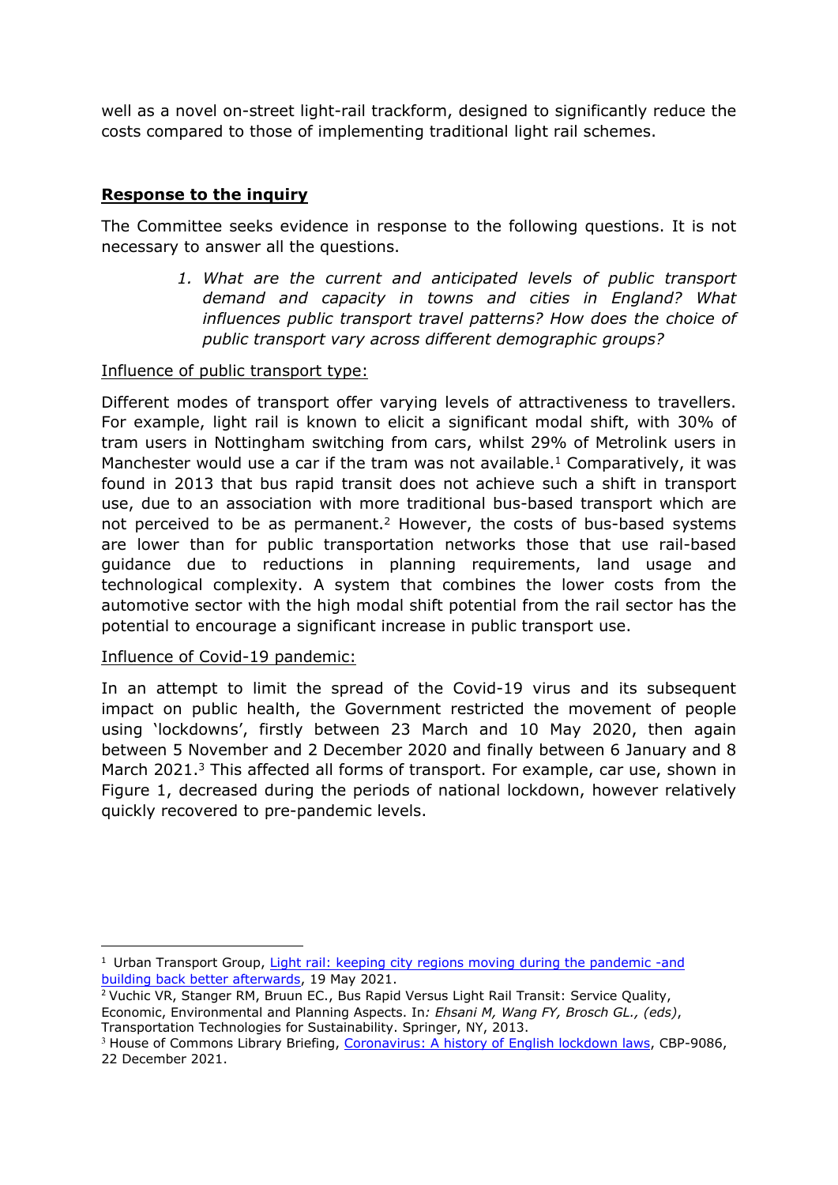well as a novel on-street light-rail trackform, designed to significantly reduce the costs compared to those of implementing traditional light rail schemes.

## **Response to the inquiry**

The Committee seeks evidence in response to the following questions. It is not necessary to answer all the questions.

> 1. *What are the current and anticipated levels of public transport demand and capacity in towns and cities in England? What influences public transport travel patterns? How does the choice of public transport vary across different demographic groups?*

Influence of public transport type:

Different modes of transport offer varying levels of attractiveness to travellers. For example, light rail is known to elicit a significant modal shift, with 30% of tram users in Nottingham switching from cars, whilst 29% of Metrolink users in Manchester would use a car if the tram was not available.[1] Comparatively, it was found in 2013 that bus rapid transit does not achieve such a shift in transport use, due to an association with more traditional bus-based transport which are not perceived to be as permanent.[2] However, the costs of bus-based systems are lower than for public transportation networks those that use rail-based guidance due to reductions in planning requirements, land usage and technological complexity. A system that combines the lower costs from the automotive sector with the high modal shift potential from the rail sector has the potential to encourage a significant increase in public transport use.

Influence of Covid-19 pandemic:

In an attempt to limit the spread of the Covid-19 virus and its subsequent impact on public health, the Government restricted the movement of people using 'lockdowns', firstly between 23 March and 10 May 2020, then again between 5 November and 2 December 2020 and finally between 6 January and 8 March 2021.[3] This affected all forms of transport. For example, car use, shown in Figure 1, decreased during the periods of national lockdown, however relatively quickly recovered to pre-pandemic levels.

---

[1] Urban Transport Group, Light rail: keeping city regions moving during the pandemic -and building back better afterwards, 19 May 2021.

[2] Vuchic VR, Stanger RM, Bruun EC., Bus Rapid Versus Light Rail Transit: Service Quality, Economic, Environmental and Planning Aspects. In*: Ehsani M, Wang FY, Brosch GL., (eds)*, Transportation Technologies for Sustainability. Springer, NY, 2013.

[3] House of Commons Library Briefing, Coronavirus: A history of English lockdown laws, CBP-9086, 22 December 2021.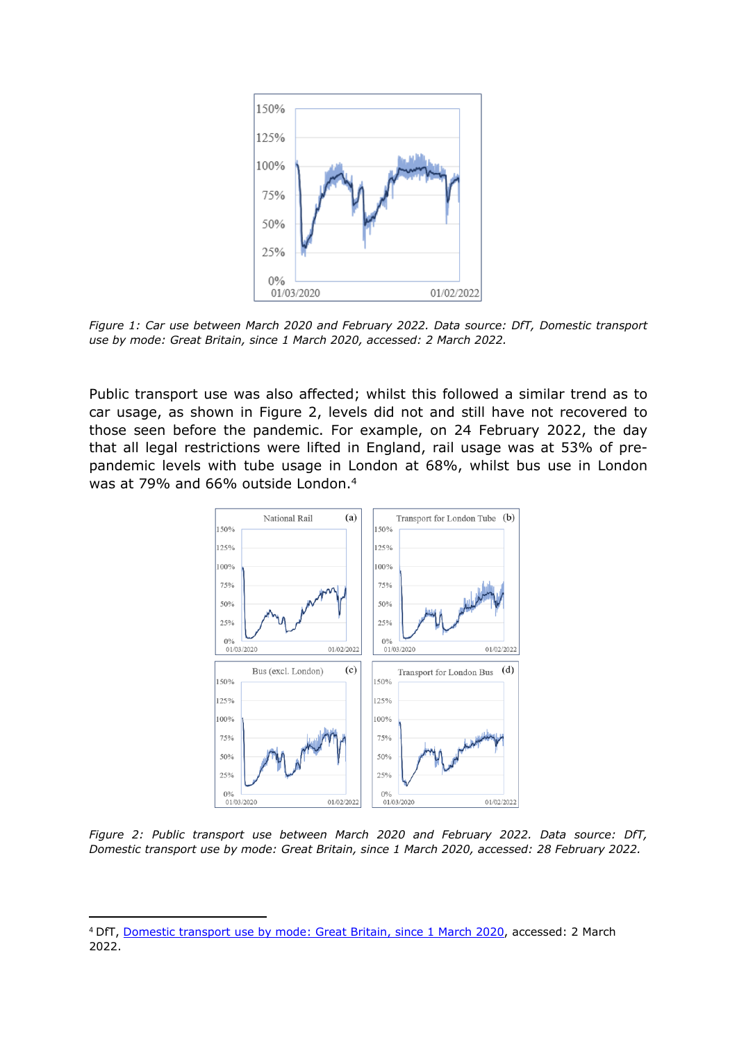*Figure 1: Car use between March 2020 and February 2022. Data source: DfT, Domestic transport use by mode: Great Britain, since 1 March 2020, accessed: 2 March 2022.*

Public transport use was also affected; whilst this followed a similar trend as to car usage, as shown in Figure 2, levels did not and still have not recovered to those seen before the pandemic. For example, on 24 February 2022, the day that all legal restrictions were lifted in England, rail usage was at 53% of pre-pandemic levels with tube usage in London at 68%, whilst bus use in London was at 79% and 66% outside London.[4]

*Figure 2: Public transport use between March 2020 and February 2022. Data source: DfT, Domestic transport use by mode: Great Britain, since 1 March 2020, accessed: 28 February 2022.*

---

[4] DfT, Domestic transport use by mode: Great Britain, since 1 March 2020, accessed: 2 March 2022.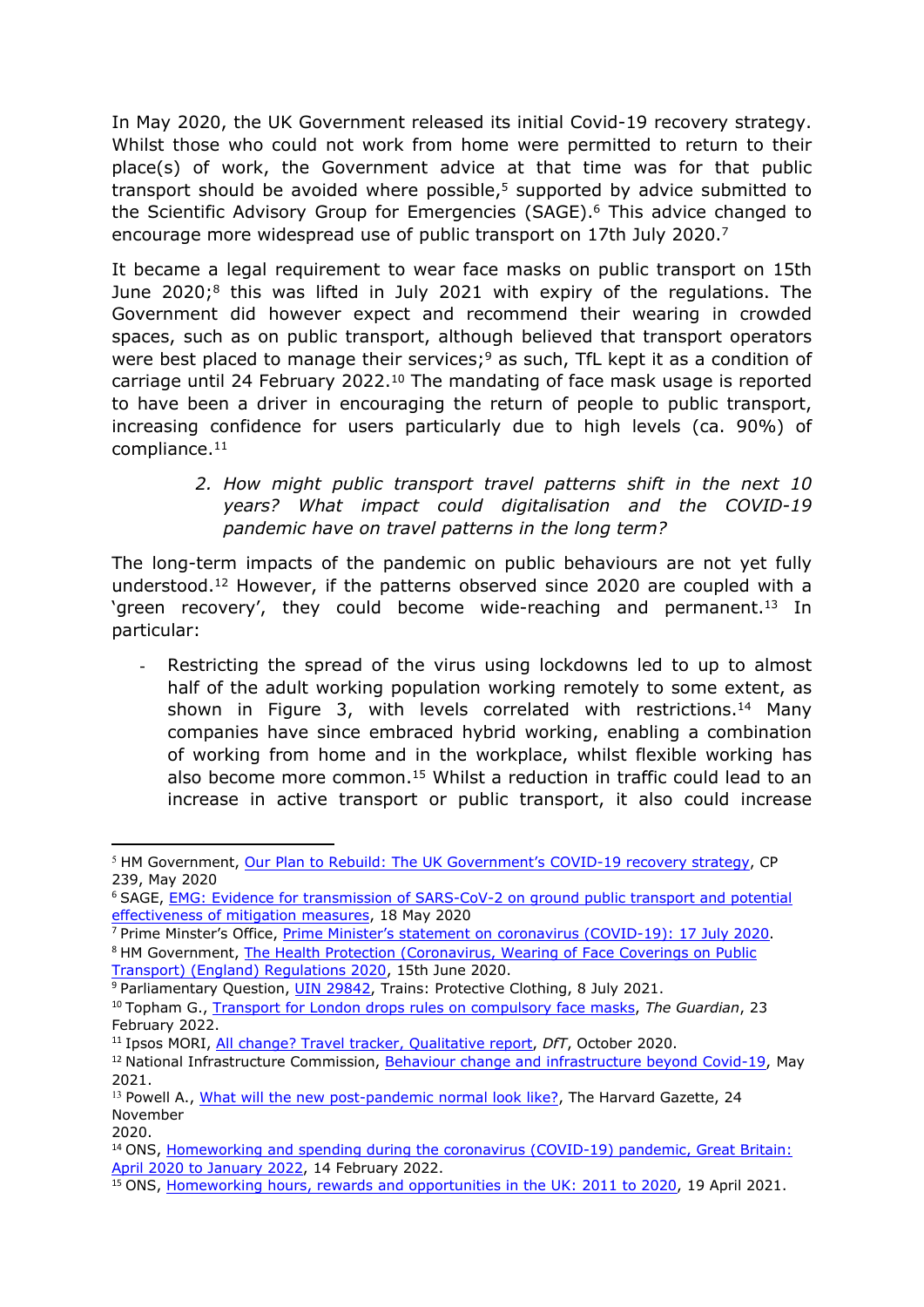In May 2020, the UK Government released its initial Covid-19 recovery strategy. Whilst those who could not work from home were permitted to return to their place(s) of work, the Government advice at that time was for that public transport should be avoided where possible,[5] supported by advice submitted to the Scientific Advisory Group for Emergencies (SAGE).[6] This advice changed to encourage more widespread use of public transport on 17th July 2020.[7]

It became a legal requirement to wear face masks on public transport on 15th June 2020;[8] this was lifted in July 2021 with expiry of the regulations. The Government did however expect and recommend their wearing in crowded spaces, such as on public transport, although believed that transport operators were best placed to manage their services;[9] as such, TfL kept it as a condition of carriage until 24 February 2022.[10] The mandating of face mask usage is reported to have been a driver in encouraging the return of people to public transport, increasing confidence for users particularly due to high levels (ca. 90%) of compliance.[11]

> *2. How might public transport travel patterns shift in the next 10 years? What impact could digitalisation and the COVID-19 pandemic have on travel patterns in the long term?*

The long-term impacts of the pandemic on public behaviours are not yet fully understood.[12] However, if the patterns observed since 2020 are coupled with a 'green recovery', they could become wide-reaching and permanent.[13] In particular:

- Restricting the spread of the virus using lockdowns led to up to almost half of the adult working population working remotely to some extent, as shown in Figure 3, with levels correlated with restrictions.[14] Many companies have since embraced hybrid working, enabling a combination of working from home and in the workplace, whilst flexible working has also become more common.[15] Whilst a reduction in traffic could lead to an increase in active transport or public transport, it also could increase

---

[5] HM Government, Our Plan to Rebuild: The UK Government's COVID-19 recovery strategy, CP 239, May 2020

[6] SAGE, EMG: Evidence for transmission of SARS-CoV-2 on ground public transport and potential effectiveness of mitigation measures, 18 May 2020

[7] Prime Minster's Office, Prime Minister's statement on coronavirus (COVID-19): 17 July 2020.

[8] HM Government, The Health Protection (Coronavirus, Wearing of Face Coverings on Public Transport) (England) Regulations 2020, 15th June 2020.

[9] Parliamentary Question, UIN 29842, Trains: Protective Clothing, 8 July 2021.

[10] Topham G., Transport for London drops rules on compulsory face masks, *The Guardian*, 23 February 2022.

[11] Ipsos MORI, All change? Travel tracker, Qualitative report, *DfT*, October 2020.

[12] National Infrastructure Commission, Behaviour change and infrastructure beyond Covid-19, May 2021.

[13] Powell A., What will the new post-pandemic normal look like?, The Harvard Gazette, 24 November 2020.

[14] ONS, Homeworking and spending during the coronavirus (COVID-19) pandemic, Great Britain: April 2020 to January 2022, 14 February 2022.

[15] ONS, Homeworking hours, rewards and opportunities in the UK: 2011 to 2020, 19 April 2021.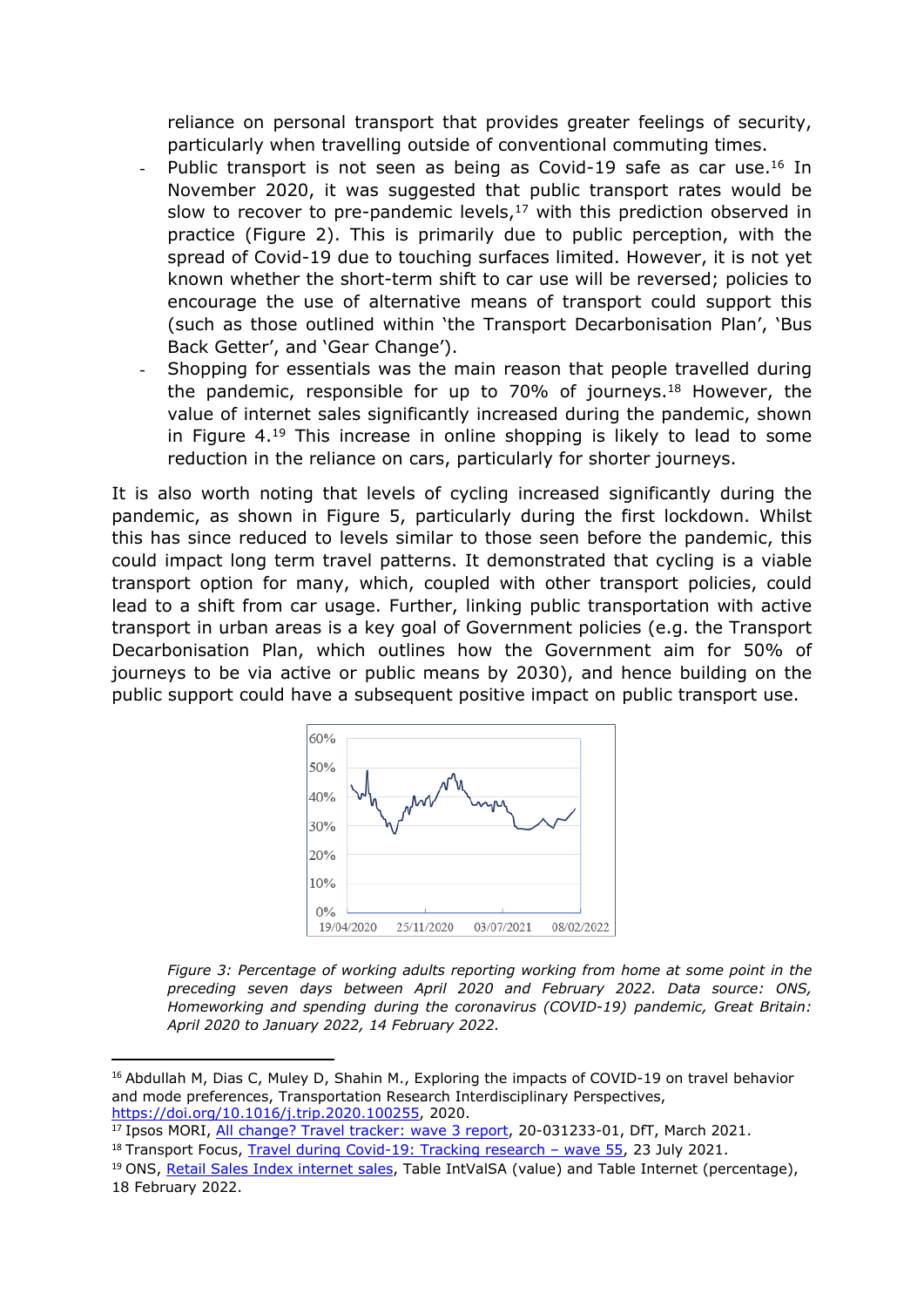reliance on personal transport that provides greater feelings of security, particularly when travelling outside of conventional commuting times.

- Public transport is not seen as being as Covid-19 safe as car use.[16] In November 2020, it was suggested that public transport rates would be slow to recover to pre-pandemic levels,[17] with this prediction observed in practice (Figure 2). This is primarily due to public perception, with the spread of Covid-19 due to touching surfaces limited. However, it is not yet known whether the short-term shift to car use will be reversed; policies to encourage the use of alternative means of transport could support this (such as those outlined within 'the Transport Decarbonisation Plan', 'Bus Back Getter', and 'Gear Change').
- Shopping for essentials was the main reason that people travelled during the pandemic, responsible for up to 70% of journeys.[18] However, the value of internet sales significantly increased during the pandemic, shown in Figure 4.[19] This increase in online shopping is likely to lead to some reduction in the reliance on cars, particularly for shorter journeys.

It is also worth noting that levels of cycling increased significantly during the pandemic, as shown in Figure 5, particularly during the first lockdown. Whilst this has since reduced to levels similar to those seen before the pandemic, this could impact long term travel patterns. It demonstrated that cycling is a viable transport option for many, which, coupled with other transport policies, could lead to a shift from car usage. Further, linking public transportation with active transport in urban areas is a key goal of Government policies (e.g. the Transport Decarbonisation Plan, which outlines how the Government aim for 50% of journeys to be via active or public means by 2030), and hence building on the public support could have a subsequent positive impact on public transport use.

*Figure 3: Percentage of working adults reporting working from home at some point in the preceding seven days between April 2020 and February 2022. Data source: ONS, Homeworking and spending during the coronavirus (COVID-19) pandemic, Great Britain: April 2020 to January 2022, 14 February 2022.*

---

[16] Abdullah M, Dias C, Muley D, Shahin M., Exploring the impacts of COVID-19 on travel behavior and mode preferences, Transportation Research Interdisciplinary Perspectives, https://doi.org/10.1016/j.trip.2020.100255, 2020.

[17] Ipsos MORI, All change? Travel tracker: wave 3 report, 20-031233-01, DfT, March 2021.

[18] Transport Focus, Travel during Covid-19: Tracking research – wave 55, 23 July 2021.

[19] ONS, Retail Sales Index internet sales, Table IntValSA (value) and Table Internet (percentage), 18 February 2022.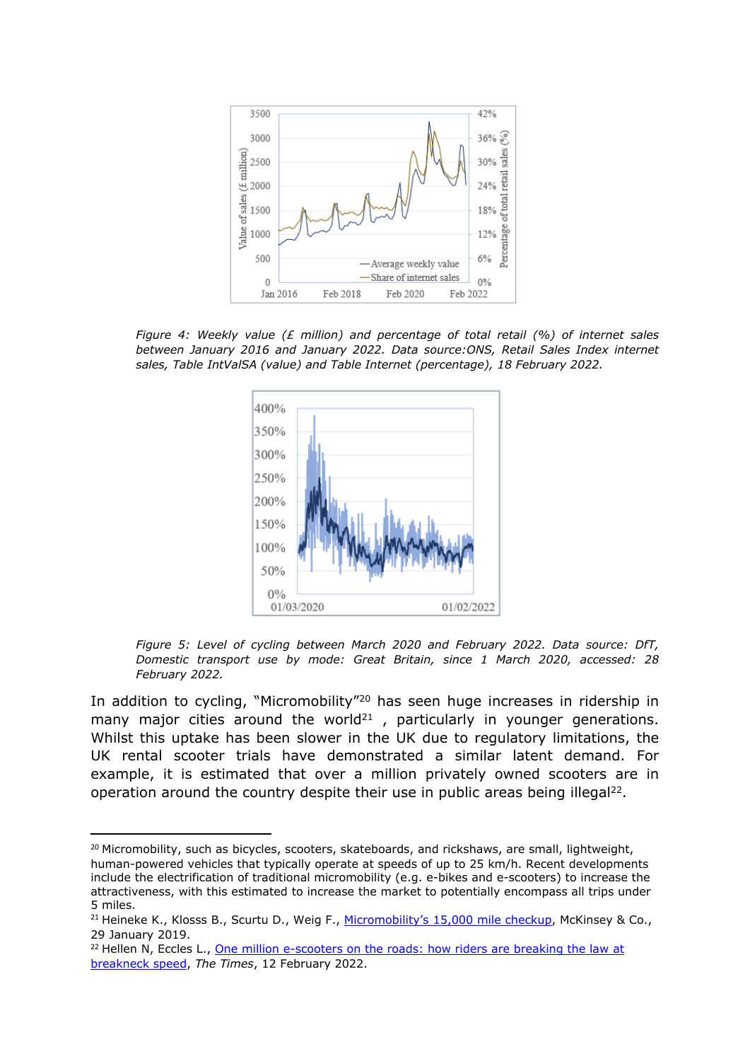*Figure 4: Weekly value (£ million) and percentage of total retail (%) of internet sales between January 2016 and January 2022. Data source:ONS, Retail Sales Index internet sales, Table IntValSA (value) and Table Internet (percentage), 18 February 2022.*

*Figure 5: Level of cycling between March 2020 and February 2022. Data source: DfT, Domestic transport use by mode: Great Britain, since 1 March 2020, accessed: 28 February 2022.*

In addition to cycling, "Micromobility"[20] has seen huge increases in ridership in many major cities around the world[21], particularly in younger generations. Whilst this uptake has been slower in the UK due to regulatory limitations, the UK rental scooter trials have demonstrated a similar latent demand. For example, it is estimated that over a million privately owned scooters are in operation around the country despite their use in public areas being illegal[22].

---

[20] Micromobility, such as bicycles, scooters, skateboards, and rickshaws, are small, lightweight, human-powered vehicles that typically operate at speeds of up to 25 km/h. Recent developments include the electrification of traditional micromobility (e.g. e-bikes and e-scooters) to increase the attractiveness, with this estimated to increase the market to potentially encompass all trips under 5 miles.

[21] Heineke K., Klosss B., Scurtu D., Weig F., Micromobility's 15,000 mile checkup, McKinsey & Co., 29 January 2019.

[22] Hellen N, Eccles L., One million e-scooters on the roads: how riders are breaking the law at breakneck speed, *The Times*, 12 February 2022.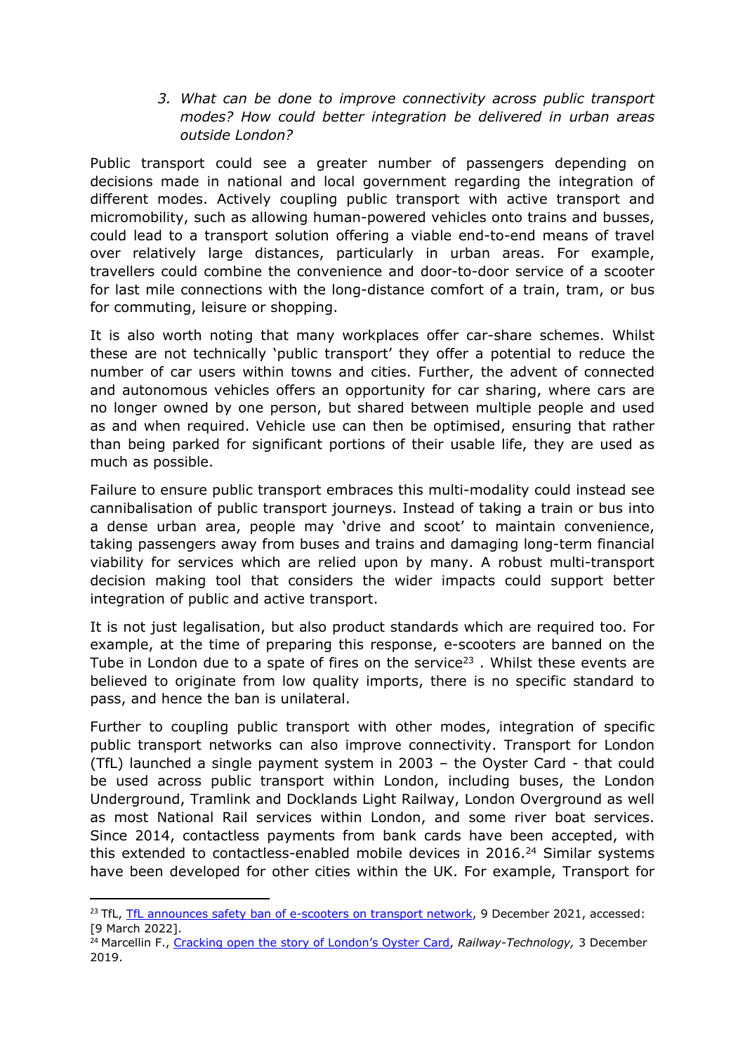*3. What can be done to improve connectivity across public transport modes? How could better integration be delivered in urban areas outside London?*

Public transport could see a greater number of passengers depending on decisions made in national and local government regarding the integration of different modes. Actively coupling public transport with active transport and micromobility, such as allowing human-powered vehicles onto trains and busses, could lead to a transport solution offering a viable end-to-end means of travel over relatively large distances, particularly in urban areas. For example, travellers could combine the convenience and door-to-door service of a scooter for last mile connections with the long-distance comfort of a train, tram, or bus for commuting, leisure or shopping.

It is also worth noting that many workplaces offer car-share schemes. Whilst these are not technically 'public transport' they offer a potential to reduce the number of car users within towns and cities. Further, the advent of connected and autonomous vehicles offers an opportunity for car sharing, where cars are no longer owned by one person, but shared between multiple people and used as and when required. Vehicle use can then be optimised, ensuring that rather than being parked for significant portions of their usable life, they are used as much as possible.

Failure to ensure public transport embraces this multi-modality could instead see cannibalisation of public transport journeys. Instead of taking a train or bus into a dense urban area, people may 'drive and scoot' to maintain convenience, taking passengers away from buses and trains and damaging long-term financial viability for services which are relied upon by many. A robust multi-transport decision making tool that considers the wider impacts could support better integration of public and active transport.

It is not just legalisation, but also product standards which are required too. For example, at the time of preparing this response, e-scooters are banned on the Tube in London due to a spate of fires on the service[23] . Whilst these events are believed to originate from low quality imports, there is no specific standard to pass, and hence the ban is unilateral.

Further to coupling public transport with other modes, integration of specific public transport networks can also improve connectivity. Transport for London (TfL) launched a single payment system in 2003 – the Oyster Card - that could be used across public transport within London, including buses, the London Underground, Tramlink and Docklands Light Railway, London Overground as well as most National Rail services within London, and some river boat services. Since 2014, contactless payments from bank cards have been accepted, with this extended to contactless-enabled mobile devices in 2016.[24] Similar systems have been developed for other cities within the UK. For example, Transport for

---

[23] TfL, TfL announces safety ban of e-scooters on transport network, 9 December 2021, accessed: [9 March 2022].

[24] Marcellin F., Cracking open the story of London's Oyster Card, *Railway-Technology,* 3 December 2019.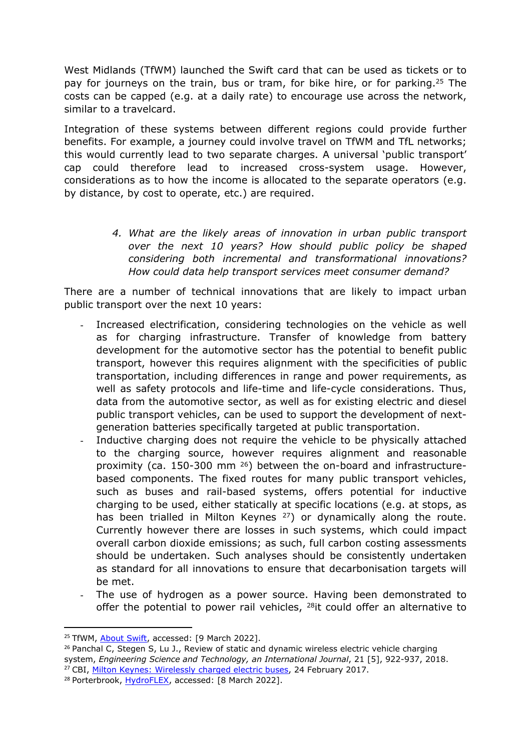West Midlands (TfWM) launched the Swift card that can be used as tickets or to pay for journeys on the train, bus or tram, for bike hire, or for parking.[25] The costs can be capped (e.g. at a daily rate) to encourage use across the network, similar to a travelcard.

Integration of these systems between different regions could provide further benefits. For example, a journey could involve travel on TfWM and TfL networks; this would currently lead to two separate charges. A universal 'public transport' cap could therefore lead to increased cross-system usage. However, considerations as to how the income is allocated to the separate operators (e.g. by distance, by cost to operate, etc.) are required.

> *4. What are the likely areas of innovation in urban public transport over the next 10 years? How should public policy be shaped considering both incremental and transformational innovations? How could data help transport services meet consumer demand?*

There are a number of technical innovations that are likely to impact urban public transport over the next 10 years:

- Increased electrification, considering technologies on the vehicle as well as for charging infrastructure. Transfer of knowledge from battery development for the automotive sector has the potential to benefit public transport, however this requires alignment with the specificities of public transportation, including differences in range and power requirements, as well as safety protocols and life-time and life-cycle considerations. Thus, data from the automotive sector, as well as for existing electric and diesel public transport vehicles, can be used to support the development of next-generation batteries specifically targeted at public transportation.
- Inductive charging does not require the vehicle to be physically attached to the charging source, however requires alignment and reasonable proximity (ca. 150-300 mm [26]) between the on-board and infrastructure-based components. The fixed routes for many public transport vehicles, such as buses and rail-based systems, offers potential for inductive charging to be used, either statically at specific locations (e.g. at stops, as has been trialled in Milton Keynes [27]) or dynamically along the route. Currently however there are losses in such systems, which could impact overall carbon dioxide emissions; as such, full carbon costing assessments should be undertaken. Such analyses should be consistently undertaken as standard for all innovations to ensure that decarbonisation targets will be met.
- The use of hydrogen as a power source. Having been demonstrated to offer the potential to power rail vehicles, [28]it could offer an alternative to

[25] TfWM, About Swift, accessed: [9 March 2022].

[26] Panchal C, Stegen S, Lu J., Review of static and dynamic wireless electric vehicle charging system, *Engineering Science and Technology, an International Journal*, 21 [5], 922-937, 2018.

[27] CBI, Milton Keynes: Wirelessly charged electric buses, 24 February 2017.

[28] Porterbrook, HydroFLEX, accessed: [8 March 2022].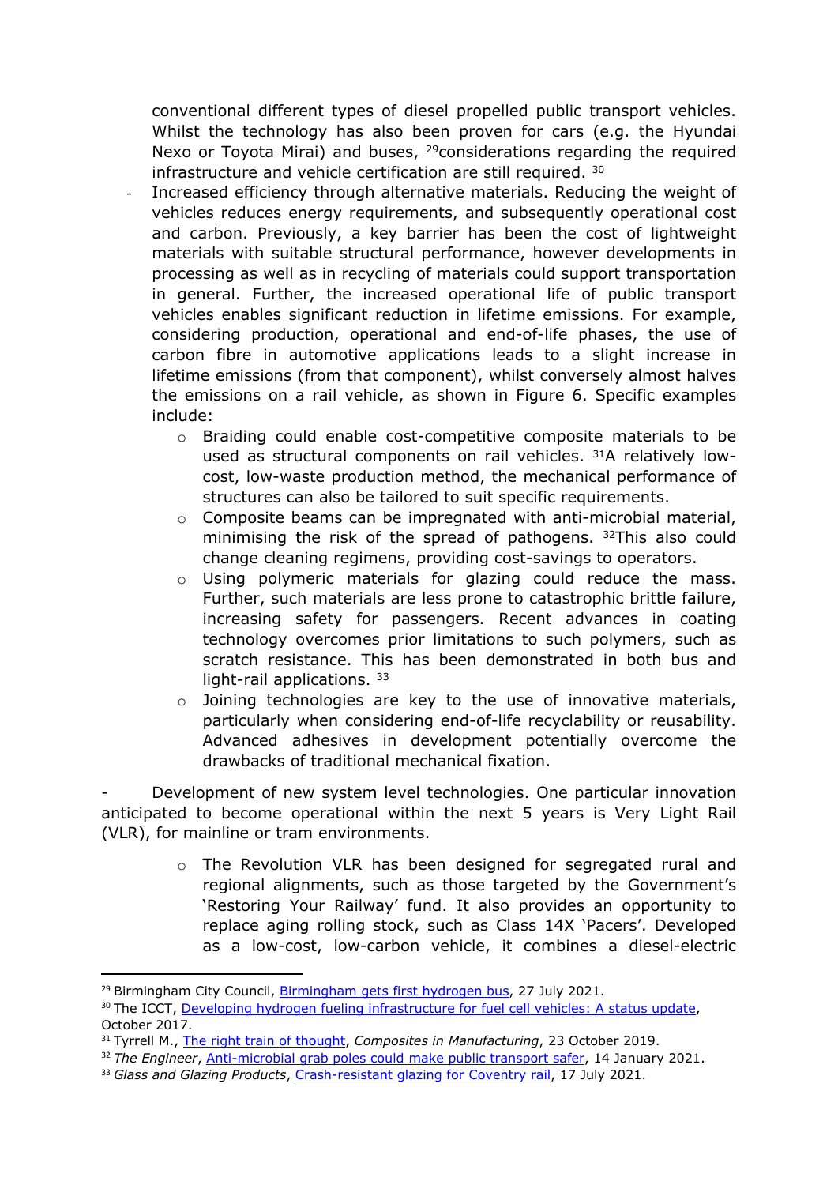conventional different types of diesel propelled public transport vehicles. Whilst the technology has also been proven for cars (e.g. the Hyundai Nexo or Toyota Mirai) and buses, [29]considerations regarding the required infrastructure and vehicle certification are still required. [30]

- Increased efficiency through alternative materials. Reducing the weight of vehicles reduces energy requirements, and subsequently operational cost and carbon. Previously, a key barrier has been the cost of lightweight materials with suitable structural performance, however developments in processing as well as in recycling of materials could support transportation in general. Further, the increased operational life of public transport vehicles enables significant reduction in lifetime emissions. For example, considering production, operational and end-of-life phases, the use of carbon fibre in automotive applications leads to a slight increase in lifetime emissions (from that component), whilst conversely almost halves the emissions on a rail vehicle, as shown in Figure 6. Specific examples include:
    - Braiding could enable cost-competitive composite materials to be used as structural components on rail vehicles. [31]A relatively low-cost, low-waste production method, the mechanical performance of structures can also be tailored to suit specific requirements.
    - Composite beams can be impregnated with anti-microbial material, minimising the risk of the spread of pathogens. [32]This also could change cleaning regimens, providing cost-savings to operators.
    - Using polymeric materials for glazing could reduce the mass. Further, such materials are less prone to catastrophic brittle failure, increasing safety for passengers. Recent advances in coating technology overcomes prior limitations to such polymers, such as scratch resistance. This has been demonstrated in both bus and light-rail applications. [33]
    - Joining technologies are key to the use of innovative materials, particularly when considering end-of-life recyclability or reusability. Advanced adhesives in development potentially overcome the drawbacks of traditional mechanical fixation.

- Development of new system level technologies. One particular innovation anticipated to become operational within the next 5 years is Very Light Rail (VLR), for mainline or tram environments.
    - The Revolution VLR has been designed for segregated rural and regional alignments, such as those targeted by the Government's 'Restoring Your Railway' fund. It also provides an opportunity to replace aging rolling stock, such as Class 14X 'Pacers'. Developed as a low-cost, low-carbon vehicle, it combines a diesel-electric

---

[29] Birmingham City Council, Birmingham gets first hydrogen bus, 27 July 2021.

[30] The ICCT, Developing hydrogen fueling infrastructure for fuel cell vehicles: A status update, October 2017.

[31] Tyrrell M., The right train of thought, *Composites in Manufacturing*, 23 October 2019.

[32] *The Engineer*, Anti-microbial grab poles could make public transport safer, 14 January 2021.

[33] *Glass and Glazing Products*, Crash-resistant glazing for Coventry rail, 17 July 2021.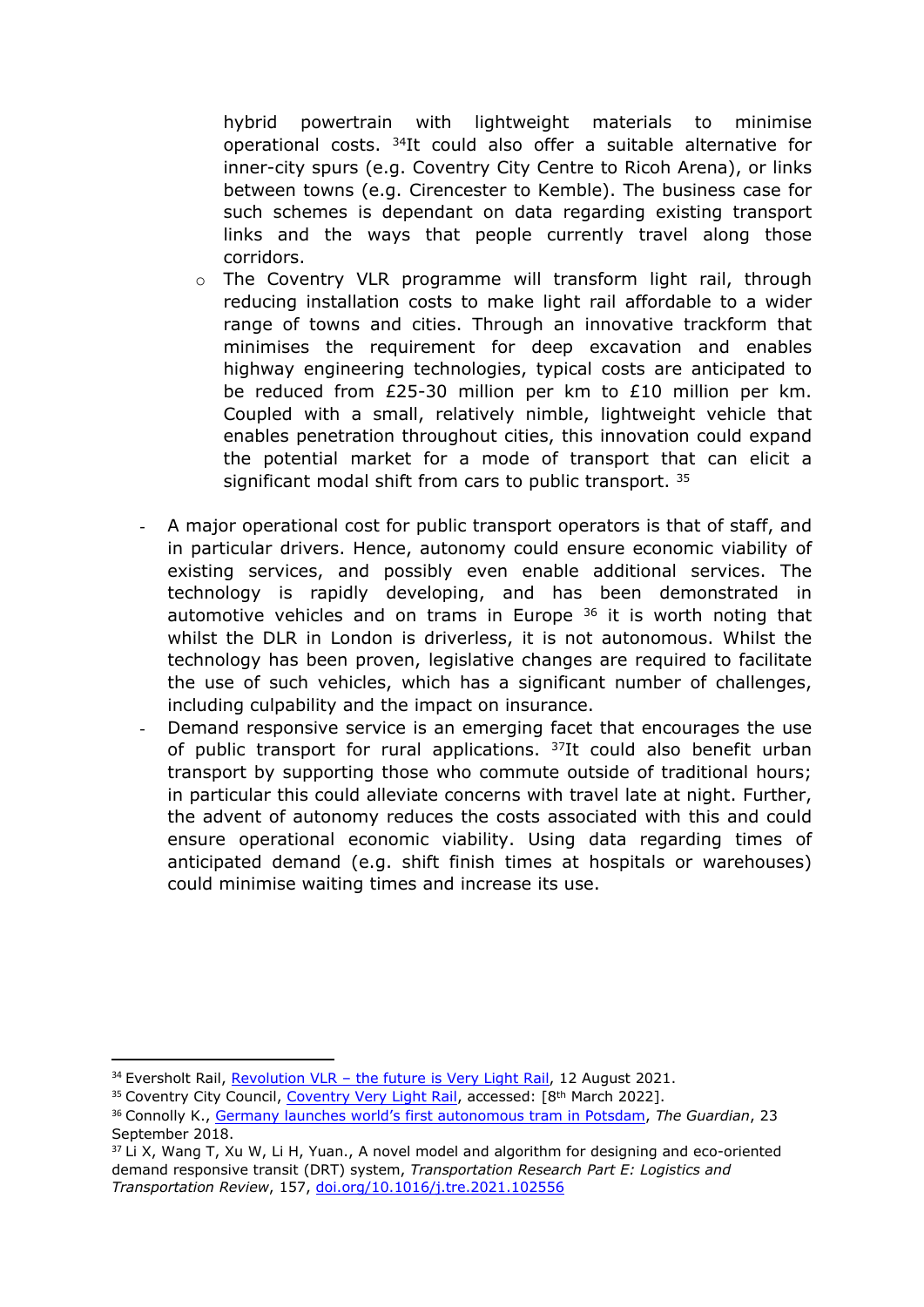hybrid powertrain with lightweight materials to minimise operational costs. [34]It could also offer a suitable alternative for inner-city spurs (e.g. Coventry City Centre to Ricoh Arena), or links between towns (e.g. Cirencester to Kemble). The business case for such schemes is dependant on data regarding existing transport links and the ways that people currently travel along those corridors.

  - The Coventry VLR programme will transform light rail, through reducing installation costs to make light rail affordable to a wider range of towns and cities. Through an innovative trackform that minimises the requirement for deep excavation and enables highway engineering technologies, typical costs are anticipated to be reduced from £25-30 million per km to £10 million per km. Coupled with a small, relatively nimble, lightweight vehicle that enables penetration throughout cities, this innovation could expand the potential market for a mode of transport that can elicit a significant modal shift from cars to public transport. [35]

- A major operational cost for public transport operators is that of staff, and in particular drivers. Hence, autonomy could ensure economic viability of existing services, and possibly even enable additional services. The technology is rapidly developing, and has been demonstrated in automotive vehicles and on trams in Europe [36] it is worth noting that whilst the DLR in London is driverless, it is not autonomous. Whilst the technology has been proven, legislative changes are required to facilitate the use of such vehicles, which has a significant number of challenges, including culpability and the impact on insurance.
- Demand responsive service is an emerging facet that encourages the use of public transport for rural applications. [37]It could also benefit urban transport by supporting those who commute outside of traditional hours; in particular this could alleviate concerns with travel late at night. Further, the advent of autonomy reduces the costs associated with this and could ensure operational economic viability. Using data regarding times of anticipated demand (e.g. shift finish times at hospitals or warehouses) could minimise waiting times and increase its use.

---

[34] Eversholt Rail, Revolution VLR – the future is Very Light Rail, 12 August 2021.

[35] Coventry City Council, Coventry Very Light Rail, accessed: [8th March 2022].

[36] Connolly K., Germany launches world's first autonomous tram in Potsdam, *The Guardian*, 23 September 2018.

[37] Li X, Wang T, Xu W, Li H, Yuan., A novel model and algorithm for designing and eco-oriented demand responsive transit (DRT) system, *Transportation Research Part E: Logistics and Transportation Review*, 157, doi.org/10.1016/j.tre.2021.102556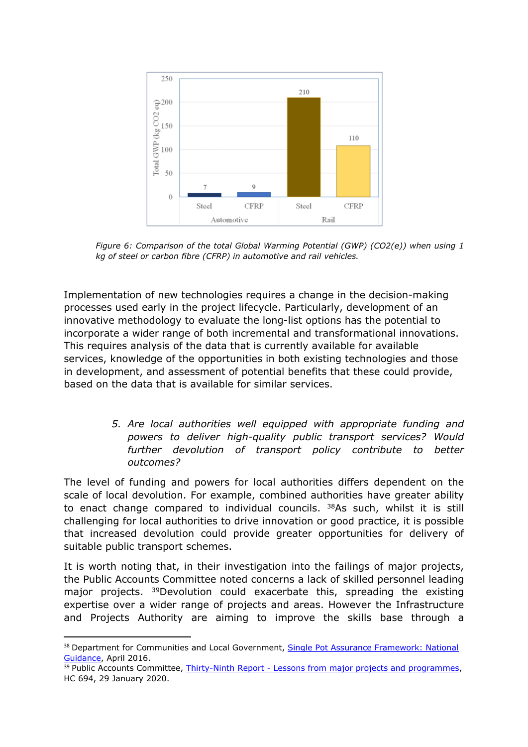Figure 6: Comparison of the total Global Warming Potential (GWP) (CO2(e)) when using 1 kg of steel or carbon fibre (CFRP) in automotive and rail vehicles.

Implementation of new technologies requires a change in the decision-making processes used early in the project lifecycle. Particularly, development of an innovative methodology to evaluate the long-list options has the potential to incorporate a wider range of both incremental and transformational innovations. This requires analysis of the data that is currently available for available services, knowledge of the opportunities in both existing technologies and those in development, and assessment of potential benefits that these could provide, based on the data that is available for similar services.

> 5. *Are local authorities well equipped with appropriate funding and powers to deliver high-quality public transport services? Would further devolution of transport policy contribute to better outcomes?*

The level of funding and powers for local authorities differs dependent on the scale of local devolution. For example, combined authorities have greater ability to enact change compared to individual councils. [38]As such, whilst it is still challenging for local authorities to drive innovation or good practice, it is possible that increased devolution could provide greater opportunities for delivery of suitable public transport schemes.

It is worth noting that, in their investigation into the failings of major projects, the Public Accounts Committee noted concerns a lack of skilled personnel leading major projects. [39]Devolution could exacerbate this, spreading the existing expertise over a wider range of projects and areas. However the Infrastructure and Projects Authority are aiming to improve the skills base through a

---

[38] Department for Communities and Local Government, Single Pot Assurance Framework: National Guidance, April 2016.

[39] Public Accounts Committee, Thirty-Ninth Report - Lessons from major projects and programmes, HC 694, 29 January 2020.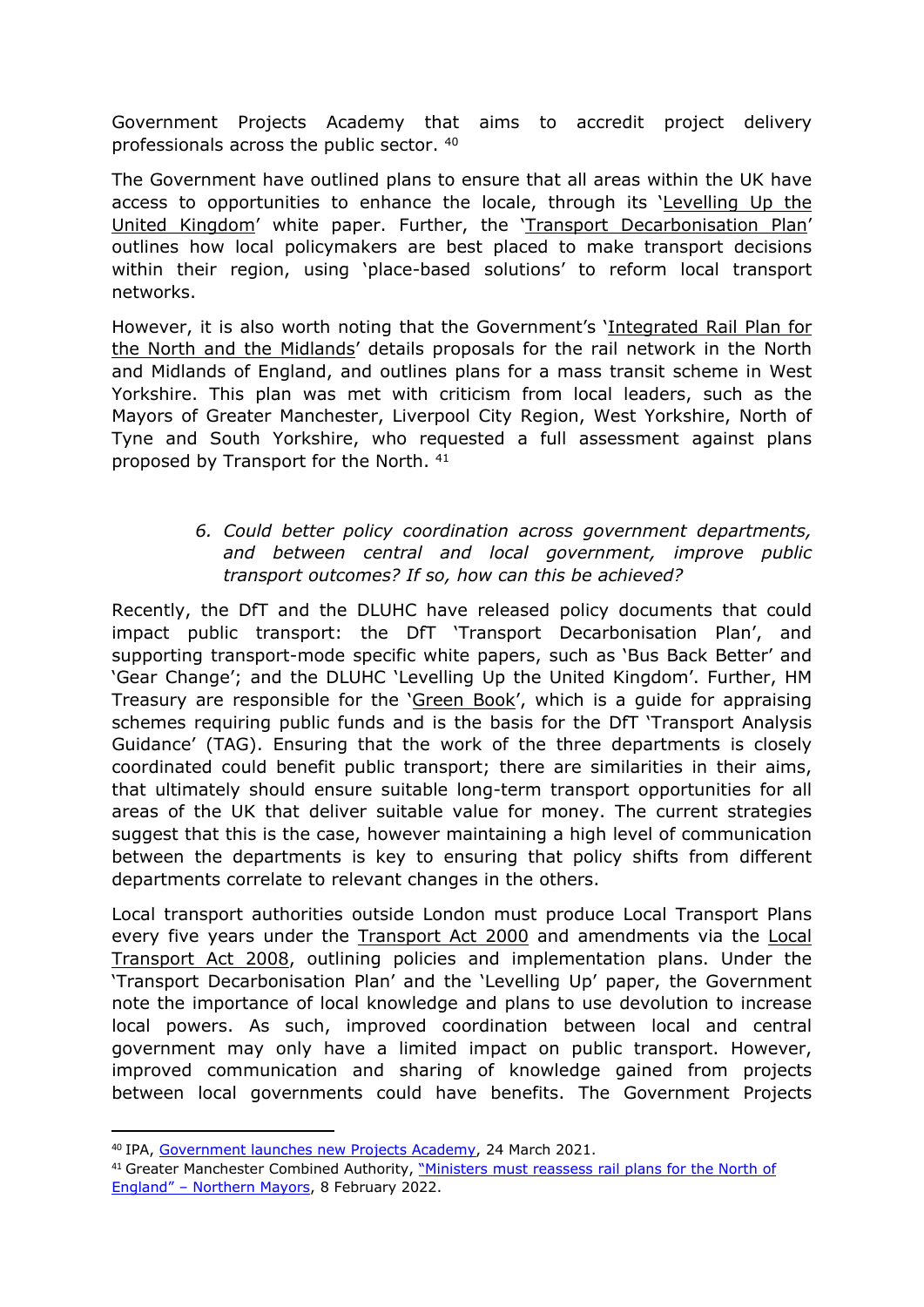Government Projects Academy that aims to accredit project delivery professionals across the public sector. [40]

The Government have outlined plans to ensure that all areas within the UK have access to opportunities to enhance the locale, through its 'Levelling Up the United Kingdom' white paper. Further, the 'Transport Decarbonisation Plan' outlines how local policymakers are best placed to make transport decisions within their region, using 'place-based solutions' to reform local transport networks.

However, it is also worth noting that the Government's 'Integrated Rail Plan for the North and the Midlands' details proposals for the rail network in the North and Midlands of England, and outlines plans for a mass transit scheme in West Yorkshire. This plan was met with criticism from local leaders, such as the Mayors of Greater Manchester, Liverpool City Region, West Yorkshire, North of Tyne and South Yorkshire, who requested a full assessment against plans proposed by Transport for the North. [41]

> *6. Could better policy coordination across government departments, and between central and local government, improve public transport outcomes? If so, how can this be achieved?*

Recently, the DfT and the DLUHC have released policy documents that could impact public transport: the DfT 'Transport Decarbonisation Plan', and supporting transport-mode specific white papers, such as 'Bus Back Better' and 'Gear Change'; and the DLUHC 'Levelling Up the United Kingdom'. Further, HM Treasury are responsible for the 'Green Book', which is a guide for appraising schemes requiring public funds and is the basis for the DfT 'Transport Analysis Guidance' (TAG). Ensuring that the work of the three departments is closely coordinated could benefit public transport; there are similarities in their aims, that ultimately should ensure suitable long-term transport opportunities for all areas of the UK that deliver suitable value for money. The current strategies suggest that this is the case, however maintaining a high level of communication between the departments is key to ensuring that policy shifts from different departments correlate to relevant changes in the others.

Local transport authorities outside London must produce Local Transport Plans every five years under the Transport Act 2000 and amendments via the Local Transport Act 2008, outlining policies and implementation plans. Under the 'Transport Decarbonisation Plan' and the 'Levelling Up' paper, the Government note the importance of local knowledge and plans to use devolution to increase local powers. As such, improved coordination between local and central government may only have a limited impact on public transport. However, improved communication and sharing of knowledge gained from projects between local governments could have benefits. The Government Projects

---

[40] IPA, Government launches new Projects Academy, 24 March 2021.

[41] Greater Manchester Combined Authority, "Ministers must reassess rail plans for the North of England" – Northern Mayors, 8 February 2022.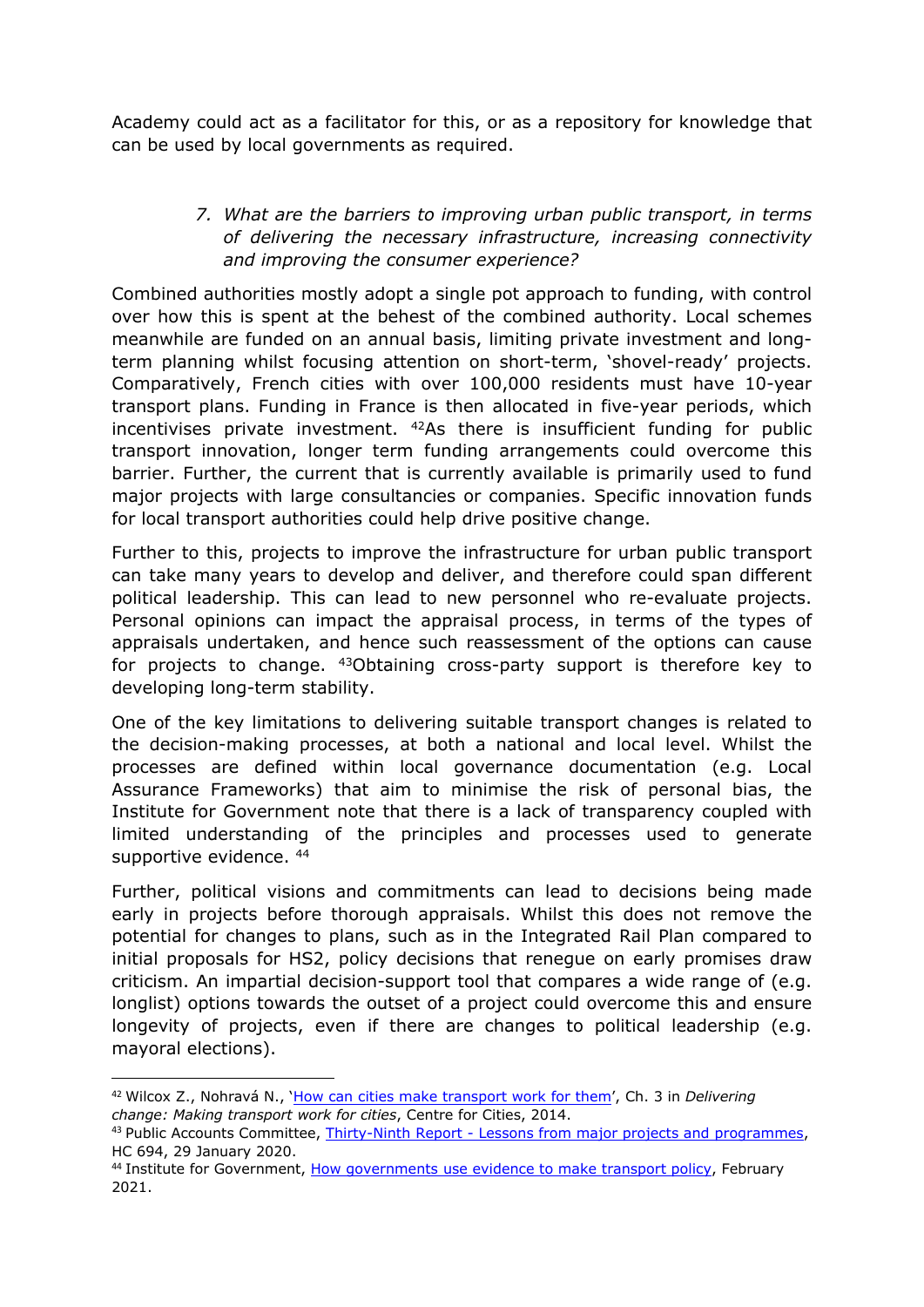Academy could act as a facilitator for this, or as a repository for knowledge that can be used by local governments as required.

> *7. What are the barriers to improving urban public transport, in terms of delivering the necessary infrastructure, increasing connectivity and improving the consumer experience?*

Combined authorities mostly adopt a single pot approach to funding, with control over how this is spent at the behest of the combined authority. Local schemes meanwhile are funded on an annual basis, limiting private investment and long-term planning whilst focusing attention on short-term, 'shovel-ready' projects. Comparatively, French cities with over 100,000 residents must have 10-year transport plans. Funding in France is then allocated in five-year periods, which incentivises private investment. [42]As there is insufficient funding for public transport innovation, longer term funding arrangements could overcome this barrier. Further, the current that is currently available is primarily used to fund major projects with large consultancies or companies. Specific innovation funds for local transport authorities could help drive positive change.

Further to this, projects to improve the infrastructure for urban public transport can take many years to develop and deliver, and therefore could span different political leadership. This can lead to new personnel who re-evaluate projects. Personal opinions can impact the appraisal process, in terms of the types of appraisals undertaken, and hence such reassessment of the options can cause for projects to change. [43]Obtaining cross-party support is therefore key to developing long-term stability.

One of the key limitations to delivering suitable transport changes is related to the decision-making processes, at both a national and local level. Whilst the processes are defined within local governance documentation (e.g. Local Assurance Frameworks) that aim to minimise the risk of personal bias, the Institute for Government note that there is a lack of transparency coupled with limited understanding of the principles and processes used to generate supportive evidence. [44]

Further, political visions and commitments can lead to decisions being made early in projects before thorough appraisals. Whilst this does not remove the potential for changes to plans, such as in the Integrated Rail Plan compared to initial proposals for HS2, policy decisions that renegue on early promises draw criticism. An impartial decision-support tool that compares a wide range of (e.g. longlist) options towards the outset of a project could overcome this and ensure longevity of projects, even if there are changes to political leadership (e.g. mayoral elections).

---

[42] Wilcox Z., Nohravá N., 'How can cities make transport work for them', Ch. 3 in *Delivering change: Making transport work for cities*, Centre for Cities, 2014.

[43] Public Accounts Committee, Thirty-Ninth Report - Lessons from major projects and programmes, HC 694, 29 January 2020.

[44] Institute for Government, How governments use evidence to make transport policy, February 2021.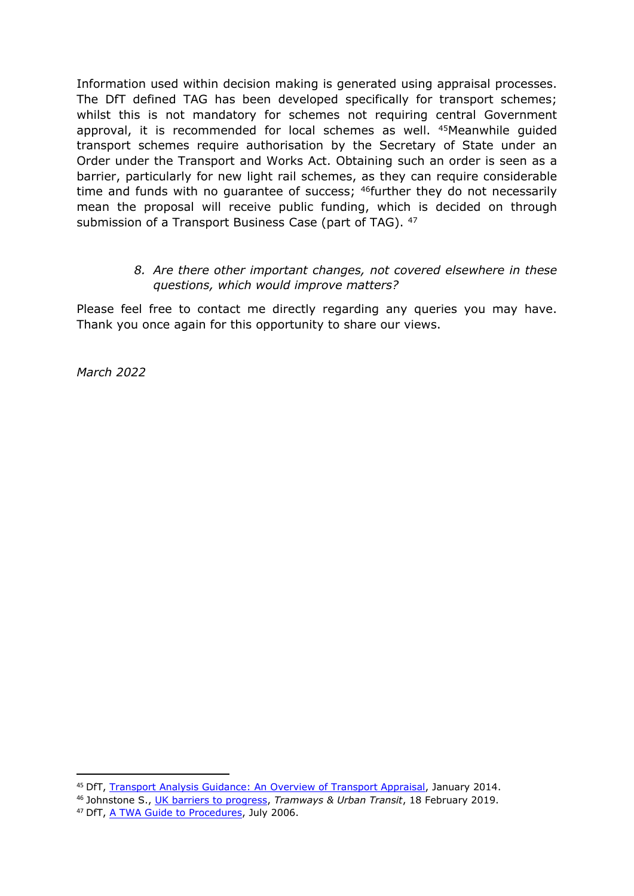Information used within decision making is generated using appraisal processes. The DfT defined TAG has been developed specifically for transport schemes; whilst this is not mandatory for schemes not requiring central Government approval, it is recommended for local schemes as well. [45]Meanwhile guided transport schemes require authorisation by the Secretary of State under an Order under the Transport and Works Act. Obtaining such an order is seen as a barrier, particularly for new light rail schemes, as they can require considerable time and funds with no guarantee of success; [46]further they do not necessarily mean the proposal will receive public funding, which is decided on through submission of a Transport Business Case (part of TAG). [47]

> 8. *Are there other important changes, not covered elsewhere in these questions, which would improve matters?*

Please feel free to contact me directly regarding any queries you may have. Thank you once again for this opportunity to share our views.

*March 2022*

---

[45] DfT, Transport Analysis Guidance: An Overview of Transport Appraisal, January 2014.

[46] Johnstone S., UK barriers to progress, *Tramways & Urban Transit*, 18 February 2019.

[47] DfT, A TWA Guide to Procedures, July 2006.